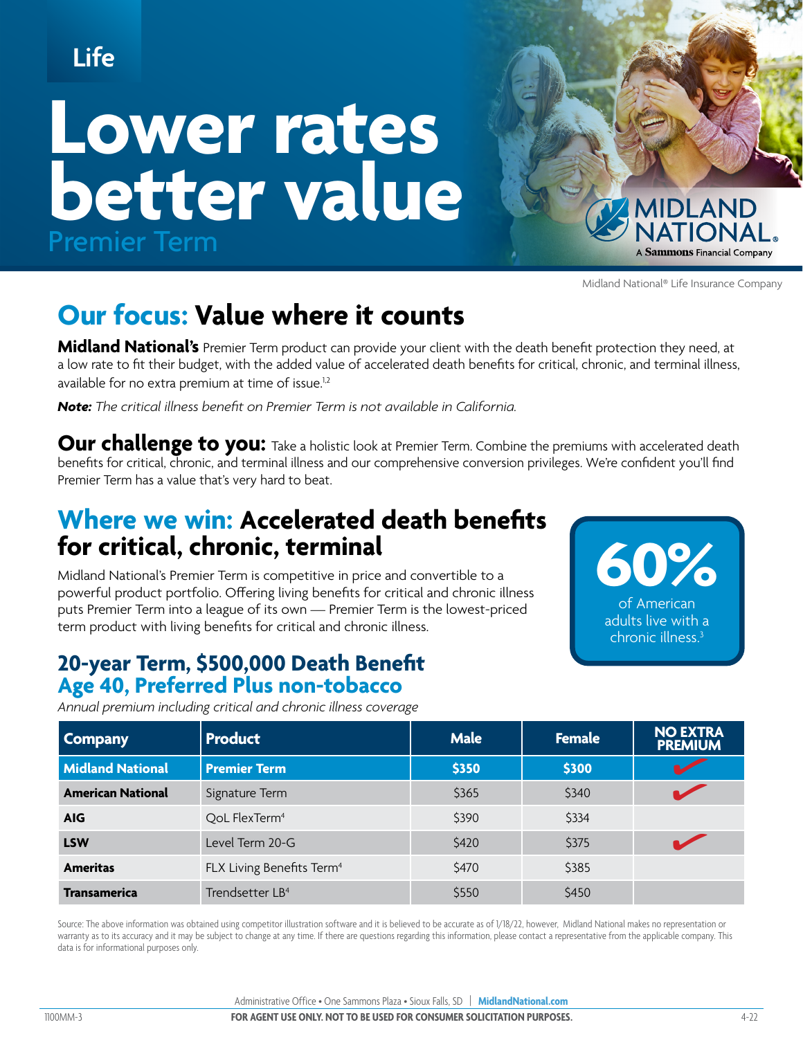Life

# Lower rates better value

## Premier Term

MIDLAND NATIONAL® A Sammons Financial Company

Midland National® Life Insurance Company

## Our focus: Value where it counts

**Midland National's** Premier Term product can provide your client with the death benefit protection they need, at a low rate to fit their budget, with the added value of accelerated death benefits for critical, chronic, and terminal illness, available for no extra premium at time of issue.[1,2]

***Note:*** *The critical illness benefit on Premier Term is not available in California.*

**Our challenge to you:** Take a holistic look at Premier Term. Combine the premiums with accelerated death benefits for critical, chronic, and terminal illness and our comprehensive conversion privileges. We're confident you'll find Premier Term has a value that's very hard to beat.

## Where we win: Accelerated death benefits for critical, chronic, terminal

Midland National's Premier Term is competitive in price and convertible to a powerful product portfolio. Offering living benefits for critical and chronic illness puts Premier Term into a league of its own — Premier Term is the lowest-priced term product with living benefits for critical and chronic illness.

**60%** of American adults live with a chronic illness.[3]

### 20-year Term, $500,000 Death Benefit
### Age 40, Preferred Plus non-tobacco

*Annual premium including critical and chronic illness coverage*

| Company | Product | Male | Female | NO EXTRA PREMIUM |
|---|---|---|---|---|
| **Midland National** | **Premier Term** | **$350** | **$300** | ✔ |
| **American National** | Signature Term | $365 | $340 | ✔ |
| **AIG** | QoL FlexTerm[4] | $390 | $334 | |
| **LSW** | Level Term 20-G | $420 | $375 | ✔ |
| **Ameritas** | FLX Living Benefits Term[4] | $470 | $385 | |
| **Transamerica** | Trendsetter LB[4] | $550 | $450 | |

Source: The above information was obtained using competitor illustration software and it is believed to be accurate as of 1/18/22, however, Midland National makes no representation or warranty as to its accuracy and it may be subject to change at any time. If there are questions regarding this information, please contact a representative from the applicable company. This data is for informational purposes only.

Administrative Office • One Sammons Plaza • Sioux Falls, SD | **MidlandNational.com**

1100MM-3 **FOR AGENT USE ONLY. NOT TO BE USED FOR CONSUMER SOLICITATION PURPOSES.** 4-22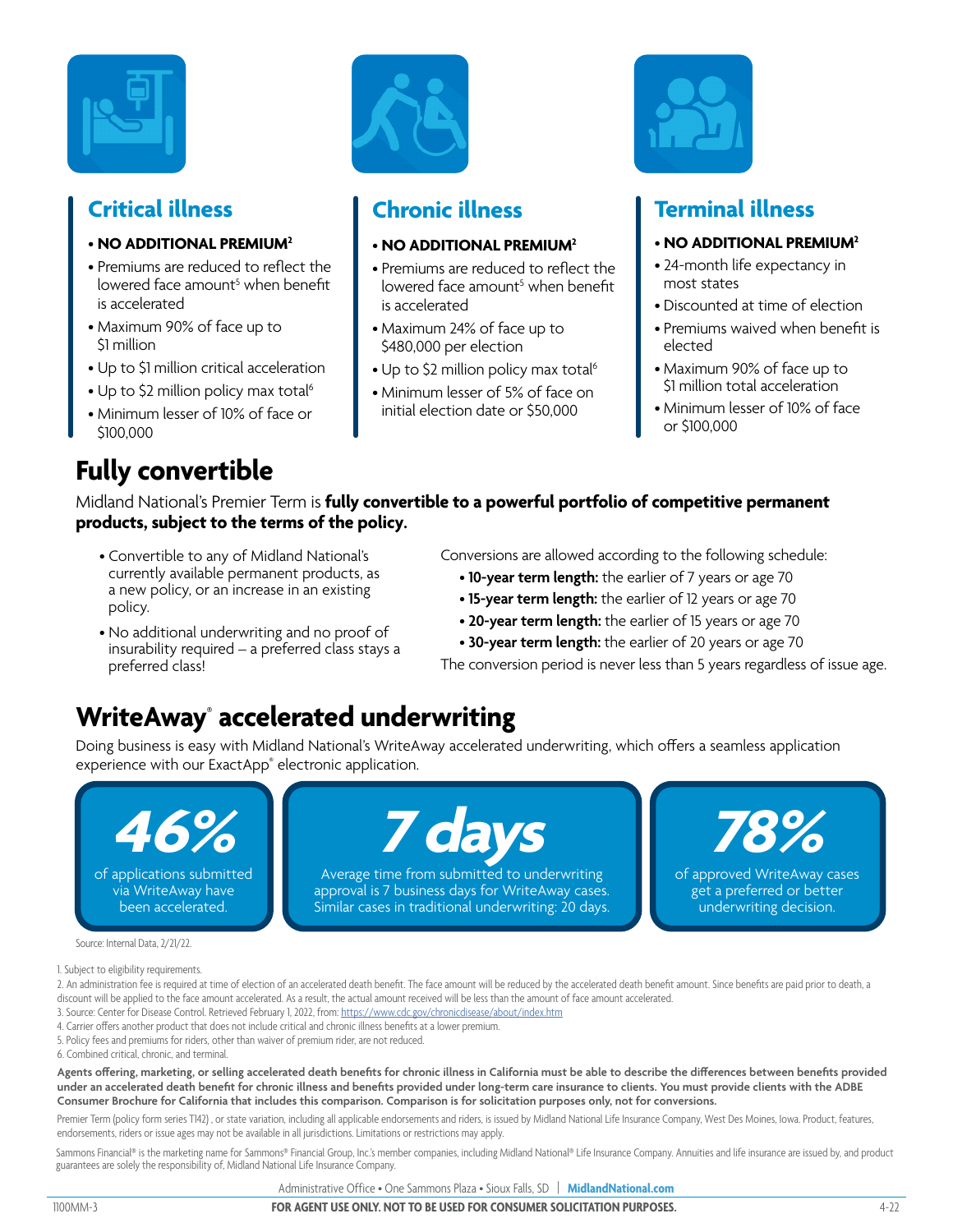## Critical illness

- **NO ADDITIONAL PREMIUM**[2]
- Premiums are reduced to reflect the lowered face amount[5] when benefit is accelerated
- Maximum 90% of face up to $1 million
- Up to $1 million critical acceleration
- Up to $2 million policy max total[6]
- Minimum lesser of 10% of face or $100,000

## Chronic illness

- **NO ADDITIONAL PREMIUM**[2]
- Premiums are reduced to reflect the lowered face amount[5] when benefit is accelerated
- Maximum 24% of face up to $480,000 per election
- Up to $2 million policy max total[6]
- Minimum lesser of 5% of face on initial election date or $50,000

## Terminal illness

- **NO ADDITIONAL PREMIUM**[2]
- 24-month life expectancy in most states
- Discounted at time of election
- Premiums waived when benefit is elected
- Maximum 90% of face up to $1 million total acceleration
- Minimum lesser of 10% of face or $100,000

# Fully convertible

Midland National's Premier Term is **fully convertible to a powerful portfolio of competitive permanent products, subject to the terms of the policy.**

- Convertible to any of Midland National's currently available permanent products, as a new policy, or an increase in an existing policy.
- No additional underwriting and no proof of insurability required – a preferred class stays a preferred class!

Conversions are allowed according to the following schedule:

- **10-year term length:** the earlier of 7 years or age 70
- **15-year term length:** the earlier of 12 years or age 70
- **20-year term length:** the earlier of 15 years or age 70
- **30-year term length:** the earlier of 20 years or age 70

The conversion period is never less than 5 years regardless of issue age.

# WriteAway® accelerated underwriting

Doing business is easy with Midland National's WriteAway accelerated underwriting, which offers a seamless application experience with our ExactApp® electronic application.

**46%**
of applications submitted via WriteAway have been accelerated.

**7 days**
Average time from submitted to underwriting approval is 7 business days for WriteAway cases. Similar cases in traditional underwriting: 20 days.

**78%**
of approved WriteAway cases get a preferred or better underwriting decision.

Source: Internal Data, 2/21/22.

1. Subject to eligibility requirements.
2. An administration fee is required at time of election of an accelerated death benefit. The face amount will be reduced by the accelerated death benefit amount. Since benefits are paid prior to death, a discount will be applied to the face amount accelerated. As a result, the actual amount received will be less than the amount of face amount accelerated.
3. Source: Center for Disease Control. Retrieved February 1, 2022, from: https://www.cdc.gov/chronicdisease/about/index.htm
4. Carrier offers another product that does not include critical and chronic illness benefits at a lower premium.
5. Policy fees and premiums for riders, other than waiver of premium rider, are not reduced.
6. Combined critical, chronic, and terminal.

**Agents offering, marketing, or selling accelerated death benefits for chronic illness in California must be able to describe the differences between benefits provided under an accelerated death benefit for chronic illness and benefits provided under long-term care insurance to clients. You must provide clients with the ADBE Consumer Brochure for California that includes this comparison. Comparison is for solicitation purposes only, not for conversions.**

Premier Term (policy form series T142) , or state variation, including all applicable endorsements and riders, is issued by Midland National Life Insurance Company, West Des Moines, Iowa. Product, features, endorsements, riders or issue ages may not be available in all jurisdictions. Limitations or restrictions may apply.

Sammons Financial® is the marketing name for Sammons® Financial Group, Inc.'s member companies, including Midland National® Life Insurance Company. Annuities and life insurance are issued by, and product guarantees are solely the responsibility of, Midland National Life Insurance Company.

Administrative Office • One Sammons Plaza • Sioux Falls, SD | **MidlandNational.com**

1100MM-3 **FOR AGENT USE ONLY. NOT TO BE USED FOR CONSUMER SOLICITATION PURPOSES.** 4-22